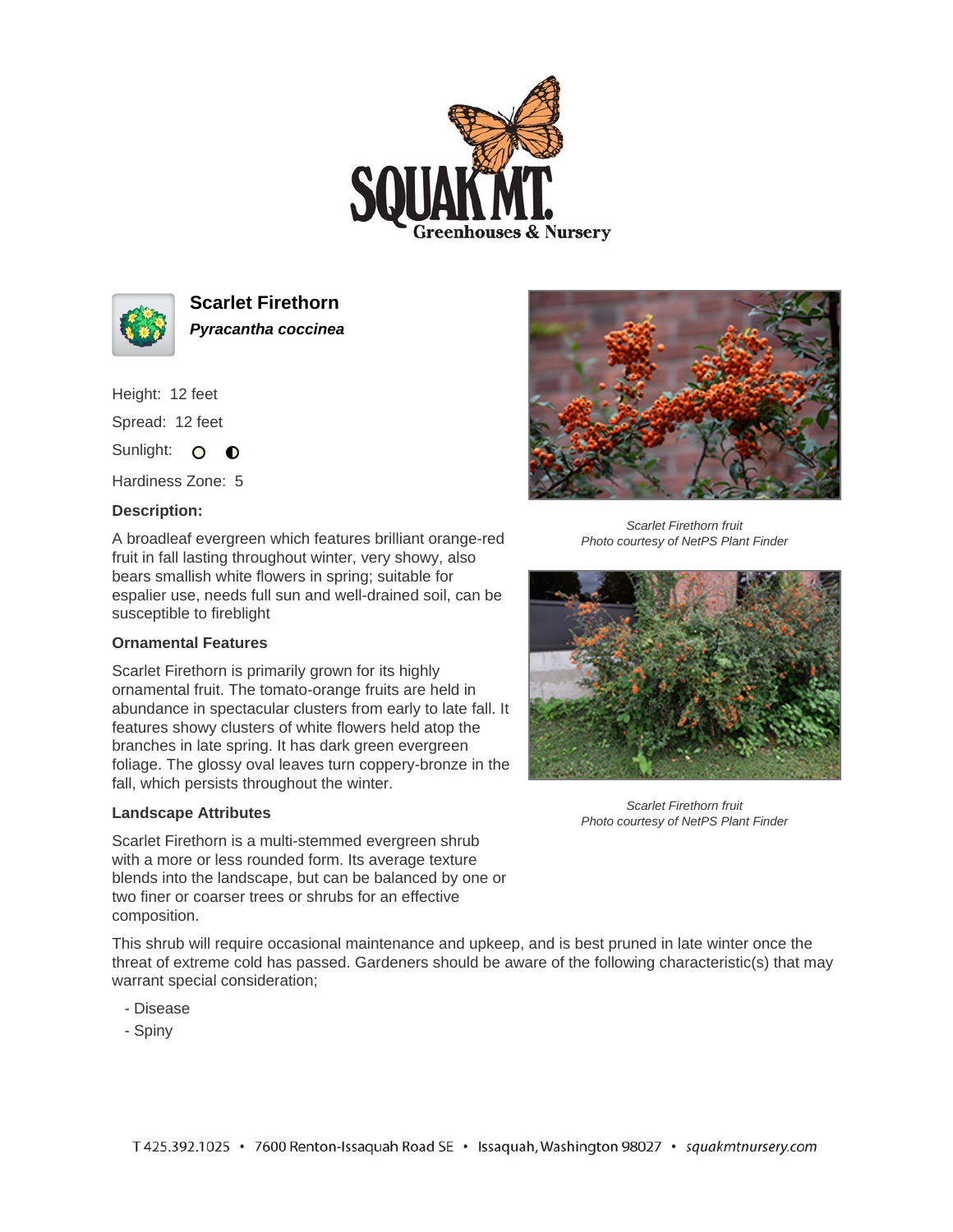# Scarlet Firethorn

***Pyracantha coccinea***

Height: 12 feet

Spread: 12 feet

Sunlight: ○ ◐

Hardiness Zone: 5

### Description:

A broadleaf evergreen which features brilliant orange-red fruit in fall lasting throughout winter, very showy, also bears smallish white flowers in spring; suitable for espalier use, needs full sun and well-drained soil, can be susceptible to fireblight

### Ornamental Features

Scarlet Firethorn is primarily grown for its highly ornamental fruit. The tomato-orange fruits are held in abundance in spectacular clusters from early to late fall. It features showy clusters of white flowers held atop the branches in late spring. It has dark green evergreen foliage. The glossy oval leaves turn coppery-bronze in the fall, which persists throughout the winter.

### Landscape Attributes

Scarlet Firethorn is a multi-stemmed evergreen shrub with a more or less rounded form. Its average texture blends into the landscape, but can be balanced by one or two finer or coarser trees or shrubs for an effective composition.

This shrub will require occasional maintenance and upkeep, and is best pruned in late winter once the threat of extreme cold has passed. Gardeners should be aware of the following characteristic(s) that may warrant special consideration;

- Disease
- Spiny

*Scarlet Firethorn fruit*
*Photo courtesy of NetPS Plant Finder*

*Scarlet Firethorn fruit*
*Photo courtesy of NetPS Plant Finder*

T 425.392.1025 • 7600 Renton-Issaquah Road SE • Issaquah, Washington 98027 • squakmtnursery.com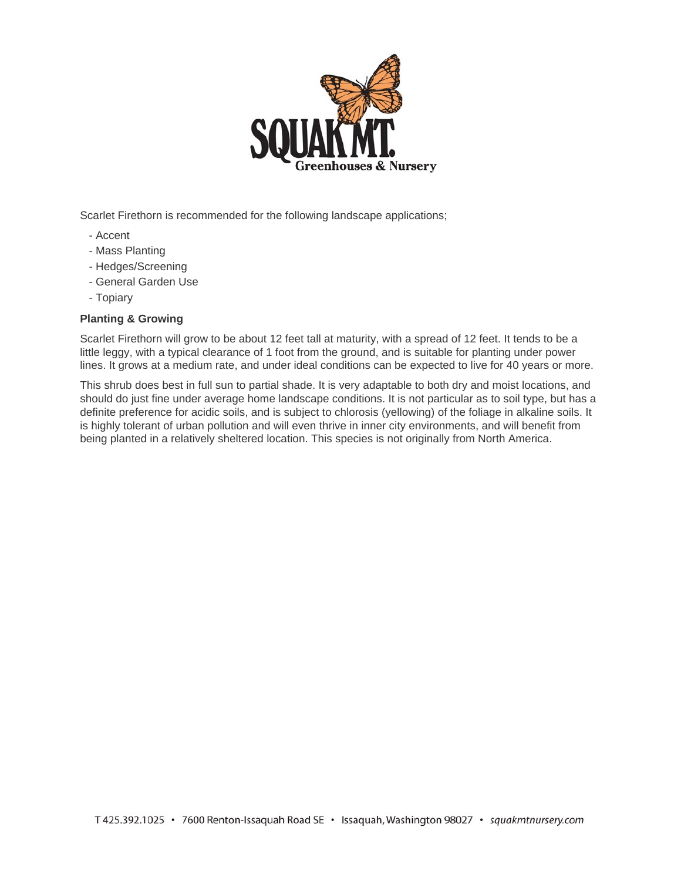Scarlet Firethorn is recommended for the following landscape applications;

- Accent
- Mass Planting
- Hedges/Screening
- General Garden Use
- Topiary

**Planting & Growing**

Scarlet Firethorn will grow to be about 12 feet tall at maturity, with a spread of 12 feet. It tends to be a little leggy, with a typical clearance of 1 foot from the ground, and is suitable for planting under power lines. It grows at a medium rate, and under ideal conditions can be expected to live for 40 years or more.

This shrub does best in full sun to partial shade. It is very adaptable to both dry and moist locations, and should do just fine under average home landscape conditions. It is not particular as to soil type, but has a definite preference for acidic soils, and is subject to chlorosis (yellowing) of the foliage in alkaline soils. It is highly tolerant of urban pollution and will even thrive in inner city environments, and will benefit from being planted in a relatively sheltered location. This species is not originally from North America.